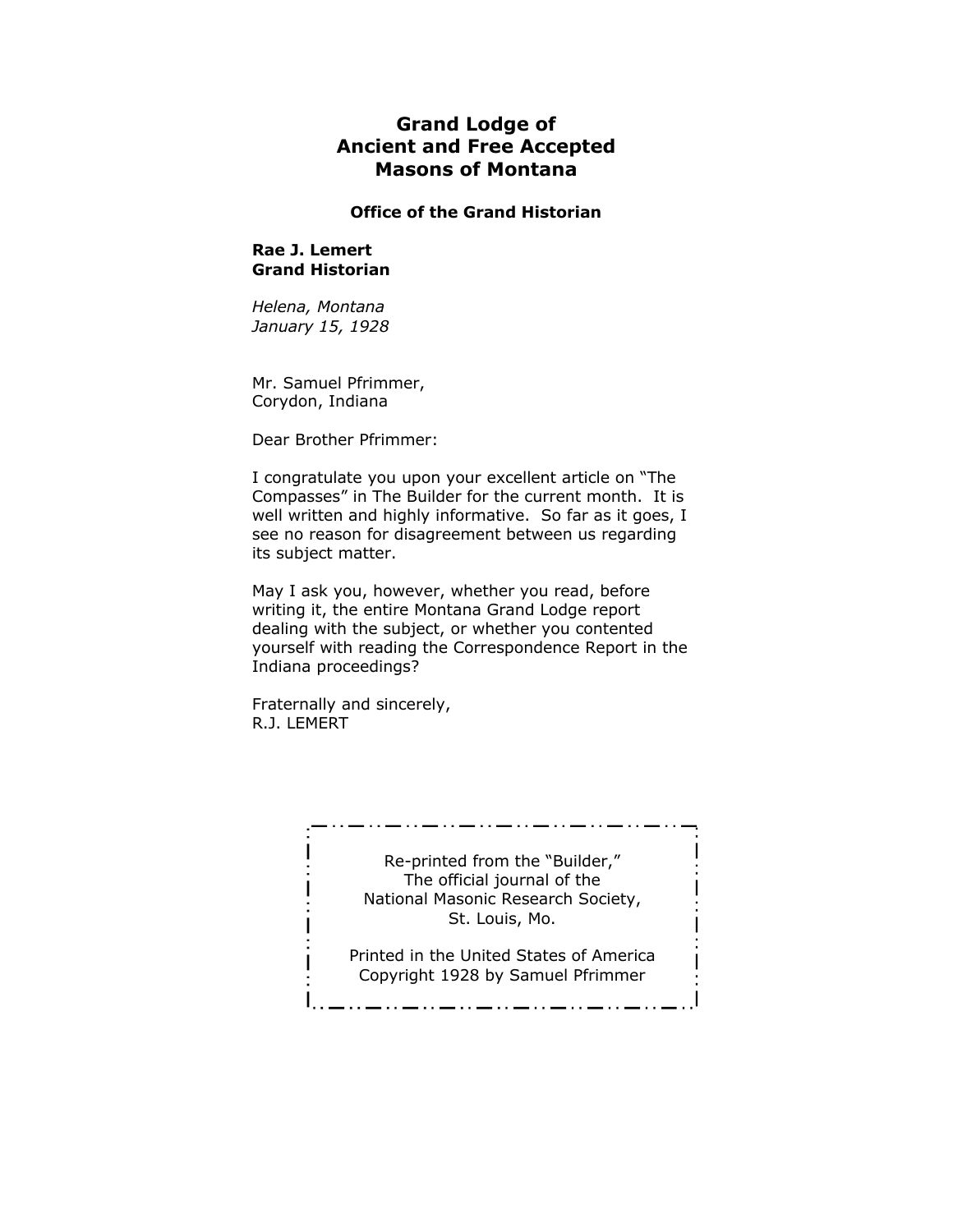# Grand Lodge of Ancient and Free Accepted Masons of Montana

**Office of the Grand Historian**

**Rae J. Lemert**
**Grand Historian**

*Helena, Montana*
*January 15, 1928*

Mr. Samuel Pfrimmer,
Corydon, Indiana

Dear Brother Pfrimmer:

I congratulate you upon your excellent article on "The Compasses" in The Builder for the current month. It is well written and highly informative. So far as it goes, I see no reason for disagreement between us regarding its subject matter.

May I ask you, however, whether you read, before writing it, the entire Montana Grand Lodge report dealing with the subject, or whether you contented yourself with reading the Correspondence Report in the Indiana proceedings?

Fraternally and sincerely,
R.J. LEMERT

Re-printed from the "Builder,"
The official journal of the
National Masonic Research Society,
St. Louis, Mo.

Printed in the United States of America
Copyright 1928 by Samuel Pfrimmer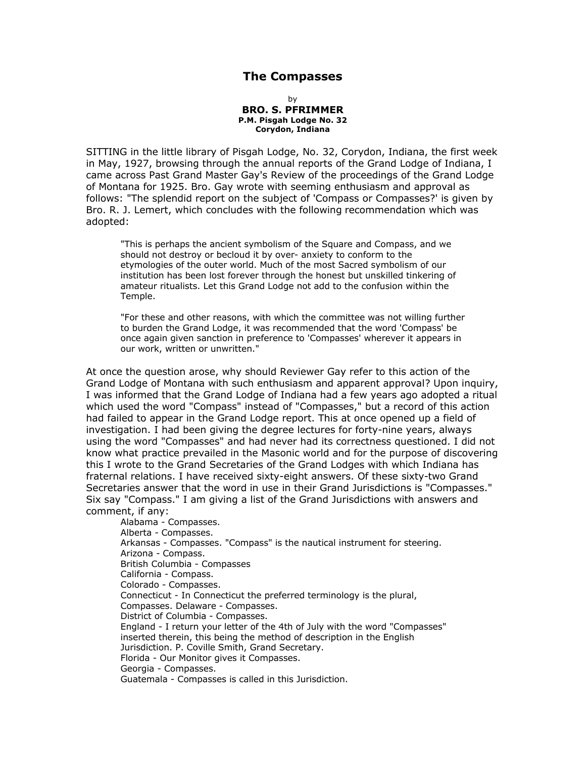# The Compasses

by

**BRO. S. PFRIMMER**
**P.M. Pisgah Lodge No. 32**
**Corydon, Indiana**

SITTING in the little library of Pisgah Lodge, No. 32, Corydon, Indiana, the first week in May, 1927, browsing through the annual reports of the Grand Lodge of Indiana, I came across Past Grand Master Gay's Review of the proceedings of the Grand Lodge of Montana for 1925. Bro. Gay wrote with seeming enthusiasm and approval as follows: "The splendid report on the subject of 'Compass or Compasses?' is given by Bro. R. J. Lemert, which concludes with the following recommendation which was adopted:

> "This is perhaps the ancient symbolism of the Square and Compass, and we should not destroy or becloud it by over- anxiety to conform to the etymologies of the outer world. Much of the most Sacred symbolism of our institution has been lost forever through the honest but unskilled tinkering of amateur ritualists. Let this Grand Lodge not add to the confusion within the Temple.
>
> "For these and other reasons, with which the committee was not willing further to burden the Grand Lodge, it was recommended that the word 'Compass' be once again given sanction in preference to 'Compasses' wherever it appears in our work, written or unwritten."

At once the question arose, why should Reviewer Gay refer to this action of the Grand Lodge of Montana with such enthusiasm and apparent approval? Upon inquiry, I was informed that the Grand Lodge of Indiana had a few years ago adopted a ritual which used the word "Compass" instead of "Compasses," but a record of this action had failed to appear in the Grand Lodge report. This at once opened up a field of investigation. I had been giving the degree lectures for forty-nine years, always using the word "Compasses" and had never had its correctness questioned. I did not know what practice prevailed in the Masonic world and for the purpose of discovering this I wrote to the Grand Secretaries of the Grand Lodges with which Indiana has fraternal relations. I have received sixty-eight answers. Of these sixty-two Grand Secretaries answer that the word in use in their Grand Jurisdictions is "Compasses." Six say "Compass." I am giving a list of the Grand Jurisdictions with answers and comment, if any:

Alabama - Compasses.
Alberta - Compasses.
Arkansas - Compasses. "Compass" is the nautical instrument for steering.
Arizona - Compass.
British Columbia - Compasses
California - Compass.
Colorado - Compasses.
Connecticut - In Connecticut the preferred terminology is the plural, Compasses.
Delaware - Compasses.
District of Columbia - Compasses.
England - I return your letter of the 4th of July with the word "Compasses" inserted therein, this being the method of description in the English Jurisdiction. P. Coville Smith, Grand Secretary.
Florida - Our Monitor gives it Compasses.
Georgia - Compasses.
Guatemala - Compasses is called in this Jurisdiction.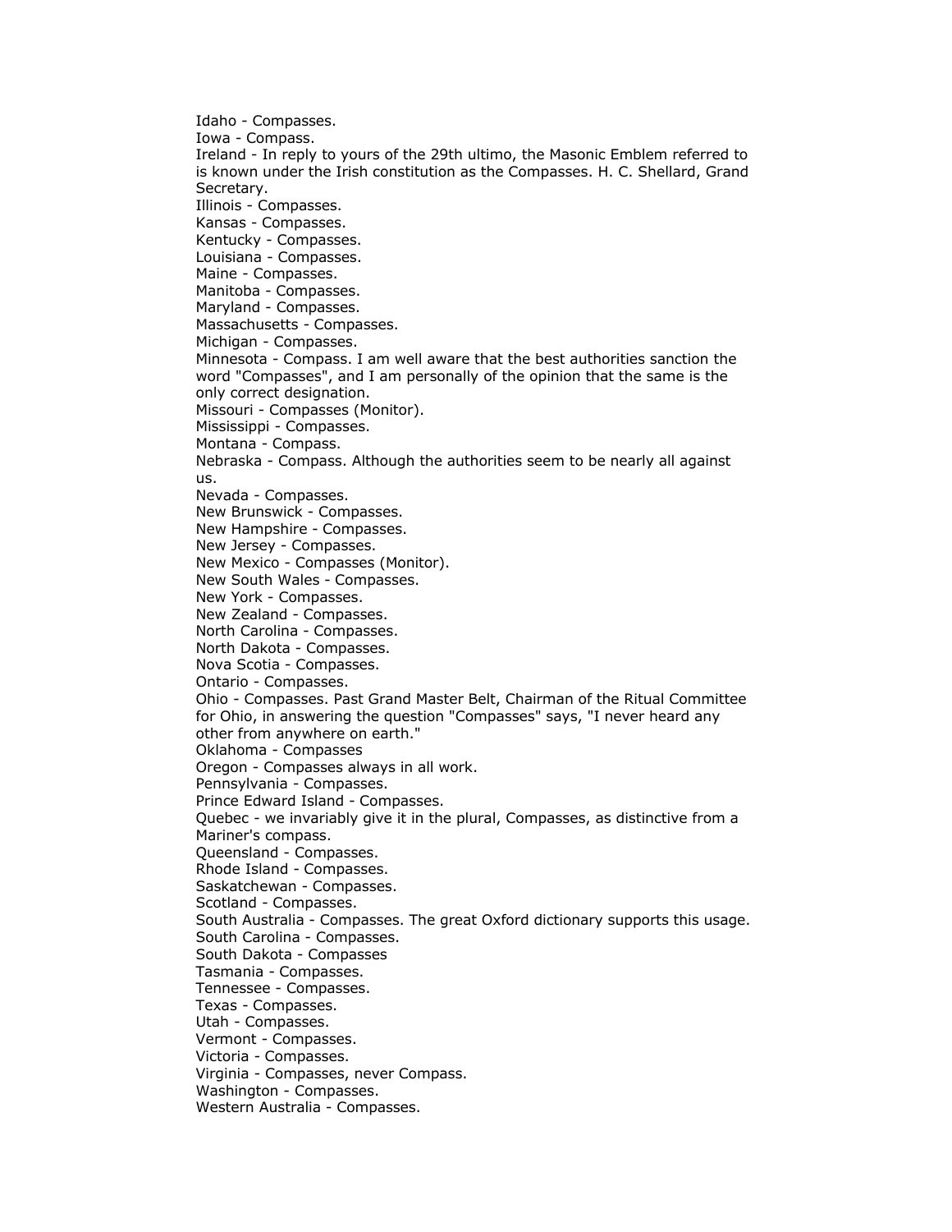Idaho - Compasses.
Iowa - Compass.
Ireland - In reply to yours of the 29th ultimo, the Masonic Emblem referred to is known under the Irish constitution as the Compasses. H. C. Shellard, Grand Secretary.
Illinois - Compasses.
Kansas - Compasses.
Kentucky - Compasses.
Louisiana - Compasses.
Maine - Compasses.
Manitoba - Compasses.
Maryland - Compasses.
Massachusetts - Compasses.
Michigan - Compasses.
Minnesota - Compass. I am well aware that the best authorities sanction the word "Compasses", and I am personally of the opinion that the same is the only correct designation.
Missouri - Compasses (Monitor).
Mississippi - Compasses.
Montana - Compass.
Nebraska - Compass. Although the authorities seem to be nearly all against us.
Nevada - Compasses.
New Brunswick - Compasses.
New Hampshire - Compasses.
New Jersey - Compasses.
New Mexico - Compasses (Monitor).
New South Wales - Compasses.
New York - Compasses.
New Zealand - Compasses.
North Carolina - Compasses.
North Dakota - Compasses.
Nova Scotia - Compasses.
Ontario - Compasses.
Ohio - Compasses. Past Grand Master Belt, Chairman of the Ritual Committee for Ohio, in answering the question "Compasses" says, "I never heard any other from anywhere on earth."
Oklahoma - Compasses
Oregon - Compasses always in all work.
Pennsylvania - Compasses.
Prince Edward Island - Compasses.
Quebec - we invariably give it in the plural, Compasses, as distinctive from a Mariner's compass.
Queensland - Compasses.
Rhode Island - Compasses.
Saskatchewan - Compasses.
Scotland - Compasses.
South Australia - Compasses. The great Oxford dictionary supports this usage.
South Carolina - Compasses.
South Dakota - Compasses
Tasmania - Compasses.
Tennessee - Compasses.
Texas - Compasses.
Utah - Compasses.
Vermont - Compasses.
Victoria - Compasses.
Virginia - Compasses, never Compass.
Washington - Compasses.
Western Australia - Compasses.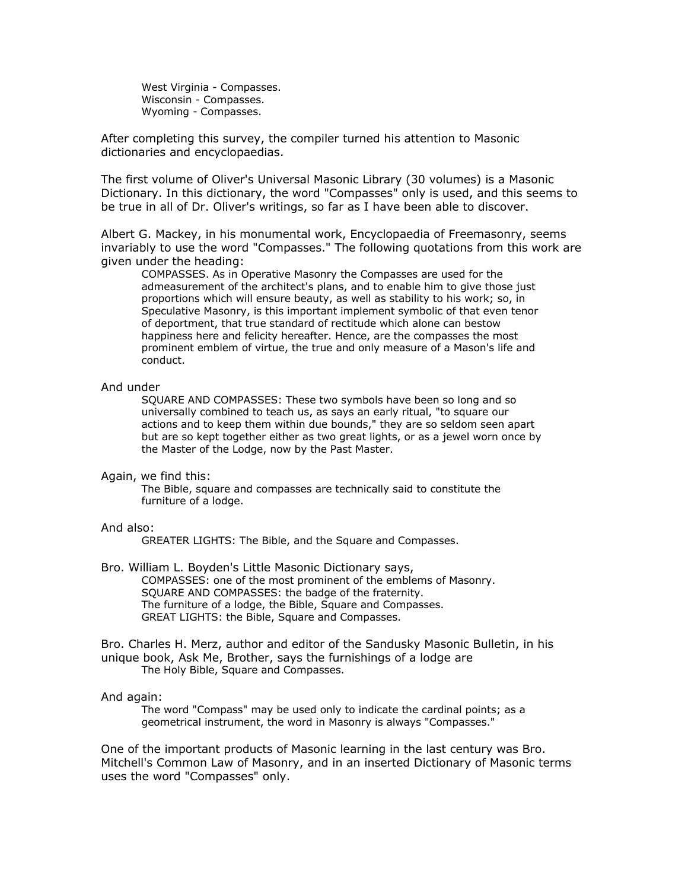West Virginia - Compasses.
Wisconsin - Compasses.
Wyoming - Compasses.

After completing this survey, the compiler turned his attention to Masonic dictionaries and encyclopaedias.

The first volume of Oliver's Universal Masonic Library (30 volumes) is a Masonic Dictionary. In this dictionary, the word "Compasses" only is used, and this seems to be true in all of Dr. Oliver's writings, so far as I have been able to discover.

Albert G. Mackey, in his monumental work, Encyclopaedia of Freemasonry, seems invariably to use the word "Compasses." The following quotations from this work are given under the heading:

> COMPASSES. As in Operative Masonry the Compasses are used for the admeasurement of the architect's plans, and to enable him to give those just proportions which will ensure beauty, as well as stability to his work; so, in Speculative Masonry, is this important implement symbolic of that even tenor of deportment, that true standard of rectitude which alone can bestow happiness here and felicity hereafter. Hence, are the compasses the most prominent emblem of virtue, the true and only measure of a Mason's life and conduct.

And under

> SQUARE AND COMPASSES: These two symbols have been so long and so universally combined to teach us, as says an early ritual, "to square our actions and to keep them within due bounds," they are so seldom seen apart but are so kept together either as two great lights, or as a jewel worn once by the Master of the Lodge, now by the Past Master.

Again, we find this:

> The Bible, square and compasses are technically said to constitute the furniture of a lodge.

And also:

> GREATER LIGHTS: The Bible, and the Square and Compasses.

Bro. William L. Boyden's Little Masonic Dictionary says,

> COMPASSES: one of the most prominent of the emblems of Masonry.
> SQUARE AND COMPASSES: the badge of the fraternity.
> The furniture of a lodge, the Bible, Square and Compasses.
> GREAT LIGHTS: the Bible, Square and Compasses.

Bro. Charles H. Merz, author and editor of the Sandusky Masonic Bulletin, in his unique book, Ask Me, Brother, says the furnishings of a lodge are

> The Holy Bible, Square and Compasses.

And again:

> The word "Compass" may be used only to indicate the cardinal points; as a geometrical instrument, the word in Masonry is always "Compasses."

One of the important products of Masonic learning in the last century was Bro. Mitchell's Common Law of Masonry, and in an inserted Dictionary of Masonic terms uses the word "Compasses" only.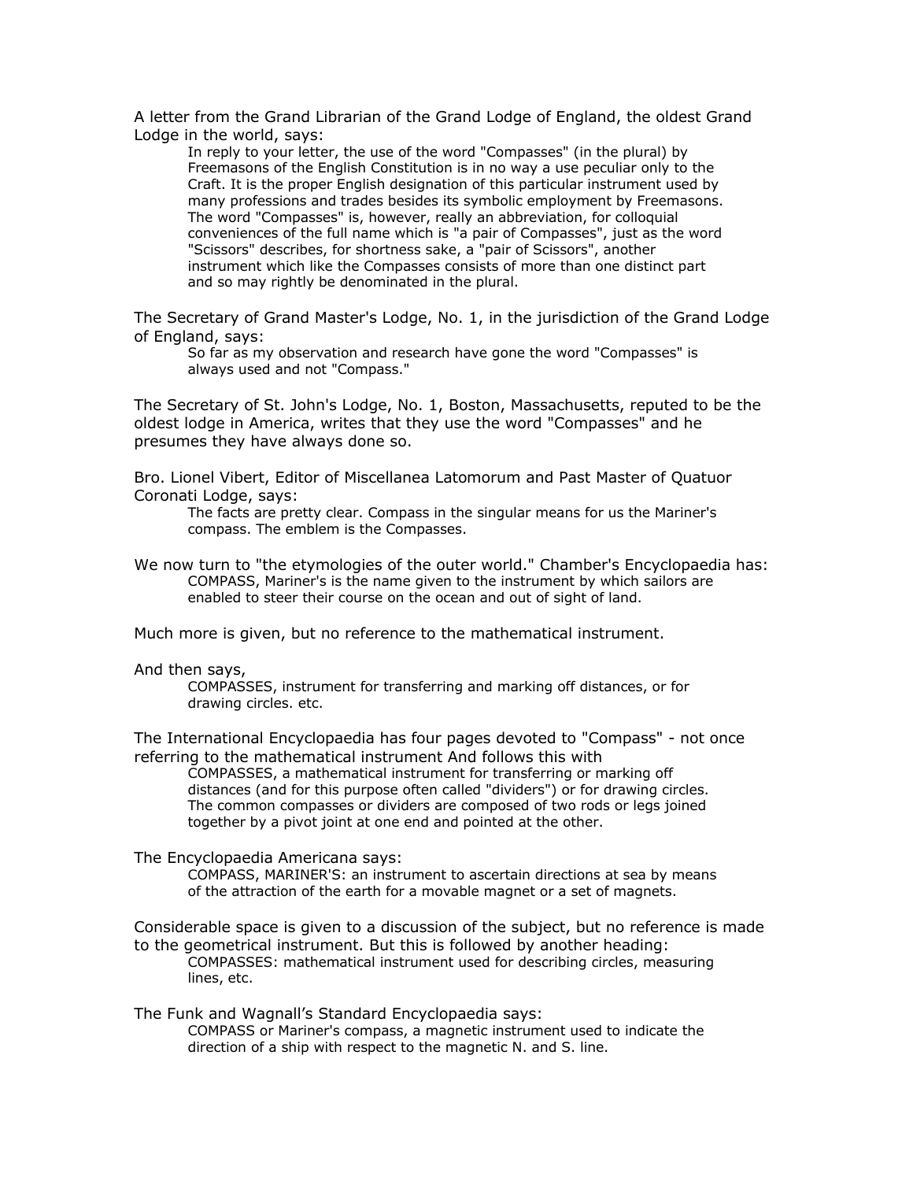A letter from the Grand Librarian of the Grand Lodge of England, the oldest Grand Lodge in the world, says:

> In reply to your letter, the use of the word "Compasses" (in the plural) by Freemasons of the English Constitution is in no way a use peculiar only to the Craft. It is the proper English designation of this particular instrument used by many professions and trades besides its symbolic employment by Freemasons. The word "Compasses" is, however, really an abbreviation, for colloquial conveniences of the full name which is "a pair of Compasses", just as the word "Scissors" describes, for shortness sake, a "pair of Scissors", another instrument which like the Compasses consists of more than one distinct part and so may rightly be denominated in the plural.

The Secretary of Grand Master's Lodge, No. 1, in the jurisdiction of the Grand Lodge of England, says:

> So far as my observation and research have gone the word "Compasses" is always used and not "Compass."

The Secretary of St. John's Lodge, No. 1, Boston, Massachusetts, reputed to be the oldest lodge in America, writes that they use the word "Compasses" and he presumes they have always done so.

Bro. Lionel Vibert, Editor of Miscellanea Latomorum and Past Master of Quatuor Coronati Lodge, says:

> The facts are pretty clear. Compass in the singular means for us the Mariner's compass. The emblem is the Compasses.

We now turn to "the etymologies of the outer world." Chamber's Encyclopaedia has:

> COMPASS, Mariner's is the name given to the instrument by which sailors are enabled to steer their course on the ocean and out of sight of land.

Much more is given, but no reference to the mathematical instrument.

And then says,

> COMPASSES, instrument for transferring and marking off distances, or for drawing circles. etc.

The International Encyclopaedia has four pages devoted to "Compass" - not once referring to the mathematical instrument And follows this with

> COMPASSES, a mathematical instrument for transferring or marking off distances (and for this purpose often called "dividers") or for drawing circles. The common compasses or dividers are composed of two rods or legs joined together by a pivot joint at one end and pointed at the other.

The Encyclopaedia Americana says:

> COMPASS, MARINER'S: an instrument to ascertain directions at sea by means of the attraction of the earth for a movable magnet or a set of magnets.

Considerable space is given to a discussion of the subject, but no reference is made to the geometrical instrument. But this is followed by another heading:

> COMPASSES: mathematical instrument used for describing circles, measuring lines, etc.

The Funk and Wagnall's Standard Encyclopaedia says:

> COMPASS or Mariner's compass, a magnetic instrument used to indicate the direction of a ship with respect to the magnetic N. and S. line.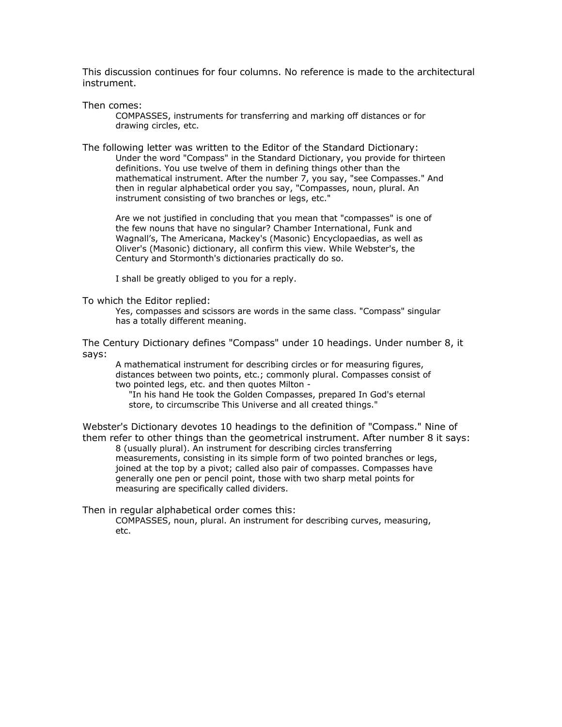This discussion continues for four columns. No reference is made to the architectural instrument.

Then comes:

> COMPASSES, instruments for transferring and marking off distances or for drawing circles, etc.

The following letter was written to the Editor of the Standard Dictionary:

> Under the word "Compass" in the Standard Dictionary, you provide for thirteen definitions. You use twelve of them in defining things other than the mathematical instrument. After the number 7, you say, "see Compasses." And then in regular alphabetical order you say, "Compasses, noun, plural. An instrument consisting of two branches or legs, etc."
>
> Are we not justified in concluding that you mean that "compasses" is one of the few nouns that have no singular? Chamber International, Funk and Wagnall's, The Americana, Mackey's (Masonic) Encyclopaedias, as well as Oliver's (Masonic) dictionary, all confirm this view. While Webster's, the Century and Stormonth's dictionaries practically do so.
>
> I shall be greatly obliged to you for a reply.

To which the Editor replied:

> Yes, compasses and scissors are words in the same class. "Compass" singular has a totally different meaning.

The Century Dictionary defines "Compass" under 10 headings. Under number 8, it says:

> A mathematical instrument for describing circles or for measuring figures, distances between two points, etc.; commonly plural. Compasses consist of two pointed legs, etc. and then quotes Milton -
>
> > "In his hand He took the Golden Compasses, prepared In God's eternal store, to circumscribe This Universe and all created things."

Webster's Dictionary devotes 10 headings to the definition of "Compass." Nine of them refer to other things than the geometrical instrument. After number 8 it says:

> 8 (usually plural). An instrument for describing circles transferring measurements, consisting in its simple form of two pointed branches or legs, joined at the top by a pivot; called also pair of compasses. Compasses have generally one pen or pencil point, those with two sharp metal points for measuring are specifically called dividers.

Then in regular alphabetical order comes this:

> COMPASSES, noun, plural. An instrument for describing curves, measuring, etc.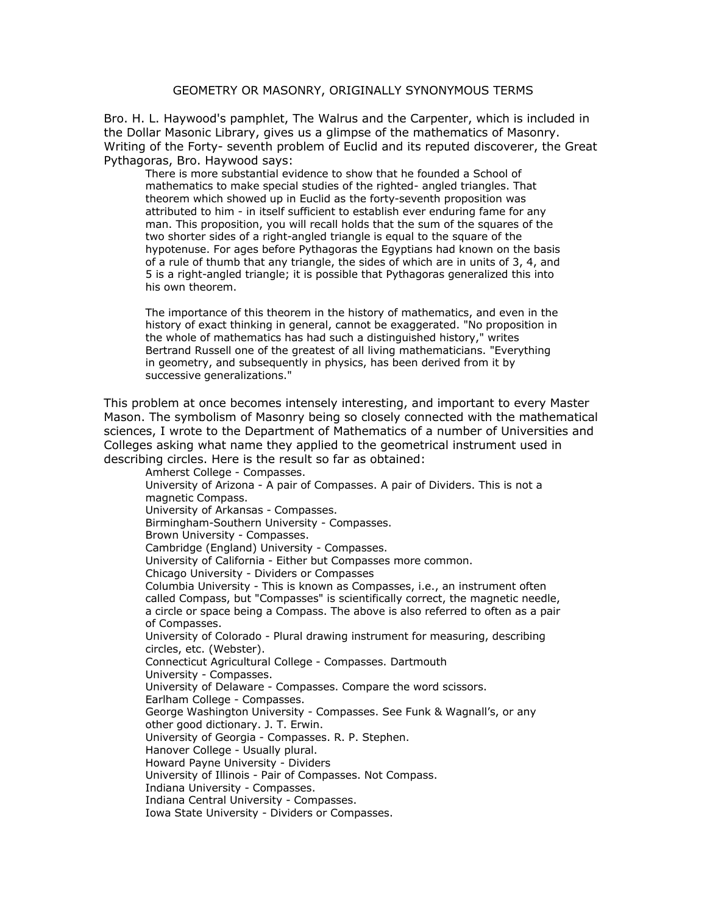## GEOMETRY OR MASONRY, ORIGINALLY SYNONYMOUS TERMS

Bro. H. L. Haywood's pamphlet, The Walrus and the Carpenter, which is included in the Dollar Masonic Library, gives us a glimpse of the mathematics of Masonry. Writing of the Forty- seventh problem of Euclid and its reputed discoverer, the Great Pythagoras, Bro. Haywood says:

> There is more substantial evidence to show that he founded a School of mathematics to make special studies of the righted- angled triangles. That theorem which showed up in Euclid as the forty-seventh proposition was attributed to him - in itself sufficient to establish ever enduring fame for any man. This proposition, you will recall holds that the sum of the squares of the two shorter sides of a right-angled triangle is equal to the square of the hypotenuse. For ages before Pythagoras the Egyptians had known on the basis of a rule of thumb that any triangle, the sides of which are in units of 3, 4, and 5 is a right-angled triangle; it is possible that Pythagoras generalized this into his own theorem.
>
> The importance of this theorem in the history of mathematics, and even in the history of exact thinking in general, cannot be exaggerated. "No proposition in the whole of mathematics has had such a distinguished history," writes Bertrand Russell one of the greatest of all living mathematicians. "Everything in geometry, and subsequently in physics, has been derived from it by successive generalizations."

This problem at once becomes intensely interesting, and important to every Master Mason. The symbolism of Masonry being so closely connected with the mathematical sciences, I wrote to the Department of Mathematics of a number of Universities and Colleges asking what name they applied to the geometrical instrument used in describing circles. Here is the result so far as obtained:

Amherst College - Compasses.
University of Arizona - A pair of Compasses. A pair of Dividers. This is not a magnetic Compass.
University of Arkansas - Compasses.
Birmingham-Southern University - Compasses.
Brown University - Compasses.
Cambridge (England) University - Compasses.
University of California - Either but Compasses more common.
Chicago University - Dividers or Compasses
Columbia University - This is known as Compasses, i.e., an instrument often called Compass, but "Compasses" is scientifically correct, the magnetic needle, a circle or space being a Compass. The above is also referred to often as a pair of Compasses.
University of Colorado - Plural drawing instrument for measuring, describing circles, etc. (Webster).
Connecticut Agricultural College - Compasses. Dartmouth University - Compasses.
University of Delaware - Compasses. Compare the word scissors.
Earlham College - Compasses.
George Washington University - Compasses. See Funk & Wagnall's, or any other good dictionary. J. T. Erwin.
University of Georgia - Compasses. R. P. Stephen.
Hanover College - Usually plural.
Howard Payne University - Dividers
University of Illinois - Pair of Compasses. Not Compass.
Indiana University - Compasses.
Indiana Central University - Compasses.
Iowa State University - Dividers or Compasses.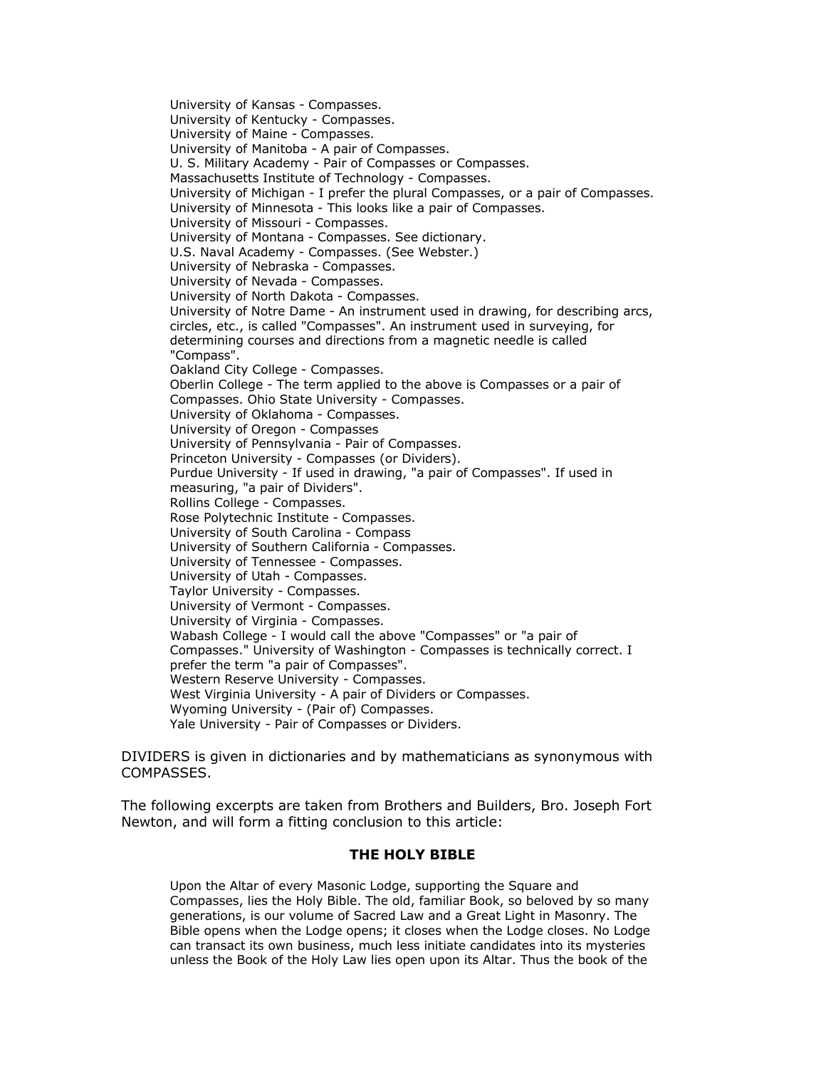University of Kansas - Compasses.
University of Kentucky - Compasses.
University of Maine - Compasses.
University of Manitoba - A pair of Compasses.
U. S. Military Academy - Pair of Compasses or Compasses.
Massachusetts Institute of Technology - Compasses.
University of Michigan - I prefer the plural Compasses, or a pair of Compasses.
University of Minnesota - This looks like a pair of Compasses.
University of Missouri - Compasses.
University of Montana - Compasses. See dictionary.
U.S. Naval Academy - Compasses. (See Webster.)
University of Nebraska - Compasses.
University of Nevada - Compasses.
University of North Dakota - Compasses.
University of Notre Dame - An instrument used in drawing, for describing arcs, circles, etc., is called "Compasses". An instrument used in surveying, for determining courses and directions from a magnetic needle is called "Compass".
Oakland City College - Compasses.
Oberlin College - The term applied to the above is Compasses or a pair of Compasses. Ohio State University - Compasses.
University of Oklahoma - Compasses.
University of Oregon - Compasses
University of Pennsylvania - Pair of Compasses.
Princeton University - Compasses (or Dividers).
Purdue University - If used in drawing, "a pair of Compasses". If used in measuring, "a pair of Dividers".
Rollins College - Compasses.
Rose Polytechnic Institute - Compasses.
University of South Carolina - Compass
University of Southern California - Compasses.
University of Tennessee - Compasses.
University of Utah - Compasses.
Taylor University - Compasses.
University of Vermont - Compasses.
University of Virginia - Compasses.
Wabash College - I would call the above "Compasses" or "a pair of Compasses." University of Washington - Compasses is technically correct. I prefer the term "a pair of Compasses".
Western Reserve University - Compasses.
West Virginia University - A pair of Dividers or Compasses.
Wyoming University - (Pair of) Compasses.
Yale University - Pair of Compasses or Dividers.

DIVIDERS is given in dictionaries and by mathematicians as synonymous with COMPASSES.

The following excerpts are taken from Brothers and Builders, Bro. Joseph Fort Newton, and will form a fitting conclusion to this article:

**THE HOLY BIBLE**

Upon the Altar of every Masonic Lodge, supporting the Square and Compasses, lies the Holy Bible. The old, familiar Book, so beloved by so many generations, is our volume of Sacred Law and a Great Light in Masonry. The Bible opens when the Lodge opens; it closes when the Lodge closes. No Lodge can transact its own business, much less initiate candidates into its mysteries unless the Book of the Holy Law lies open upon its Altar. Thus the book of the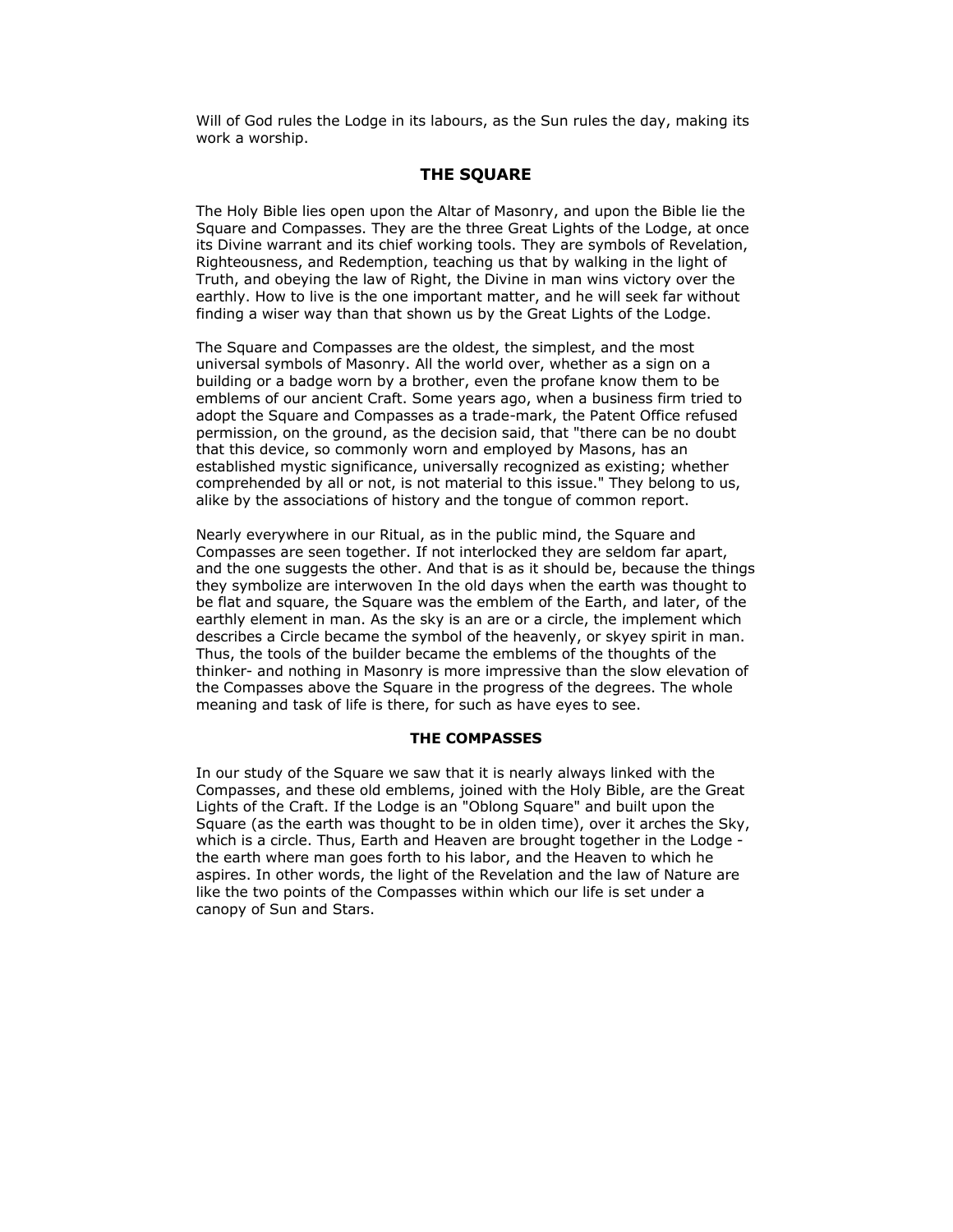Will of God rules the Lodge in its labours, as the Sun rules the day, making its work a worship.

## THE SQUARE

The Holy Bible lies open upon the Altar of Masonry, and upon the Bible lie the Square and Compasses. They are the three Great Lights of the Lodge, at once its Divine warrant and its chief working tools. They are symbols of Revelation, Righteousness, and Redemption, teaching us that by walking in the light of Truth, and obeying the law of Right, the Divine in man wins victory over the earthly. How to live is the one important matter, and he will seek far without finding a wiser way than that shown us by the Great Lights of the Lodge.

The Square and Compasses are the oldest, the simplest, and the most universal symbols of Masonry. All the world over, whether as a sign on a building or a badge worn by a brother, even the profane know them to be emblems of our ancient Craft. Some years ago, when a business firm tried to adopt the Square and Compasses as a trade-mark, the Patent Office refused permission, on the ground, as the decision said, that "there can be no doubt that this device, so commonly worn and employed by Masons, has an established mystic significance, universally recognized as existing; whether comprehended by all or not, is not material to this issue." They belong to us, alike by the associations of history and the tongue of common report.

Nearly everywhere in our Ritual, as in the public mind, the Square and Compasses are seen together. If not interlocked they are seldom far apart, and the one suggests the other. And that is as it should be, because the things they symbolize are interwoven In the old days when the earth was thought to be flat and square, the Square was the emblem of the Earth, and later, of the earthly element in man. As the sky is an are or a circle, the implement which describes a Circle became the symbol of the heavenly, or skyey spirit in man. Thus, the tools of the builder became the emblems of the thoughts of the thinker- and nothing in Masonry is more impressive than the slow elevation of the Compasses above the Square in the progress of the degrees. The whole meaning and task of life is there, for such as have eyes to see.

## THE COMPASSES

In our study of the Square we saw that it is nearly always linked with the Compasses, and these old emblems, joined with the Holy Bible, are the Great Lights of the Craft. If the Lodge is an "Oblong Square" and built upon the Square (as the earth was thought to be in olden time), over it arches the Sky, which is a circle. Thus, Earth and Heaven are brought together in the Lodge - the earth where man goes forth to his labor, and the Heaven to which he aspires. In other words, the light of the Revelation and the law of Nature are like the two points of the Compasses within which our life is set under a canopy of Sun and Stars.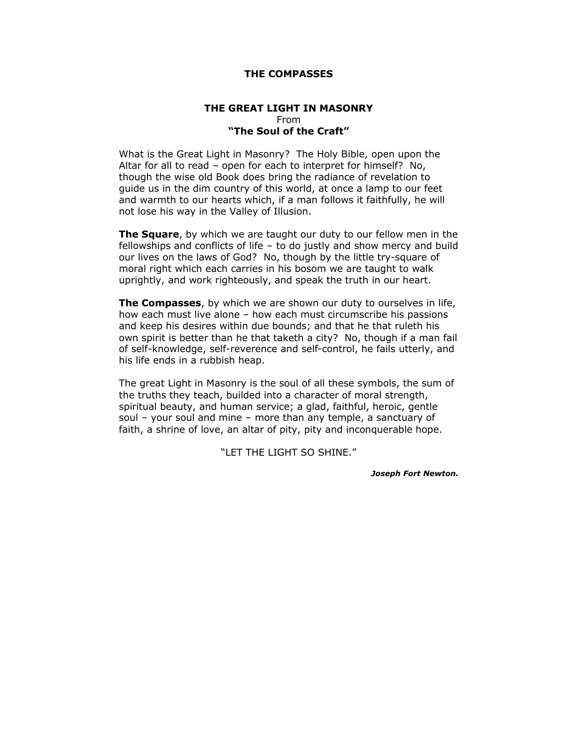# THE COMPASSES

## THE GREAT LIGHT IN MASONRY

From

**"The Soul of the Craft"**

What is the Great Light in Masonry? The Holy Bible, open upon the Altar for all to read – open for each to interpret for himself? No, though the wise old Book does bring the radiance of revelation to guide us in the dim country of this world, at once a lamp to our feet and warmth to our hearts which, if a man follows it faithfully, he will not lose his way in the Valley of Illusion.

**The Square**, by which we are taught our duty to our fellow men in the fellowships and conflicts of life – to do justly and show mercy and build our lives on the laws of God? No, though by the little try-square of moral right which each carries in his bosom we are taught to walk uprightly, and work righteously, and speak the truth in our heart.

**The Compasses**, by which we are shown our duty to ourselves in life, how each must live alone – how each must circumscribe his passions and keep his desires within due bounds; and that he that ruleth his own spirit is better than he that taketh a city? No, though if a man fail of self-knowledge, self-reverence and self-control, he fails utterly, and his life ends in a rubbish heap.

The great Light in Masonry is the soul of all these symbols, the sum of the truths they teach, builded into a character of moral strength, spiritual beauty, and human service; a glad, faithful, heroic, gentle soul – your soul and mine – more than any temple, a sanctuary of faith, a shrine of love, an altar of pity, pity and inconquerable hope.

"LET THE LIGHT SO SHINE."

***Joseph Fort Newton.***